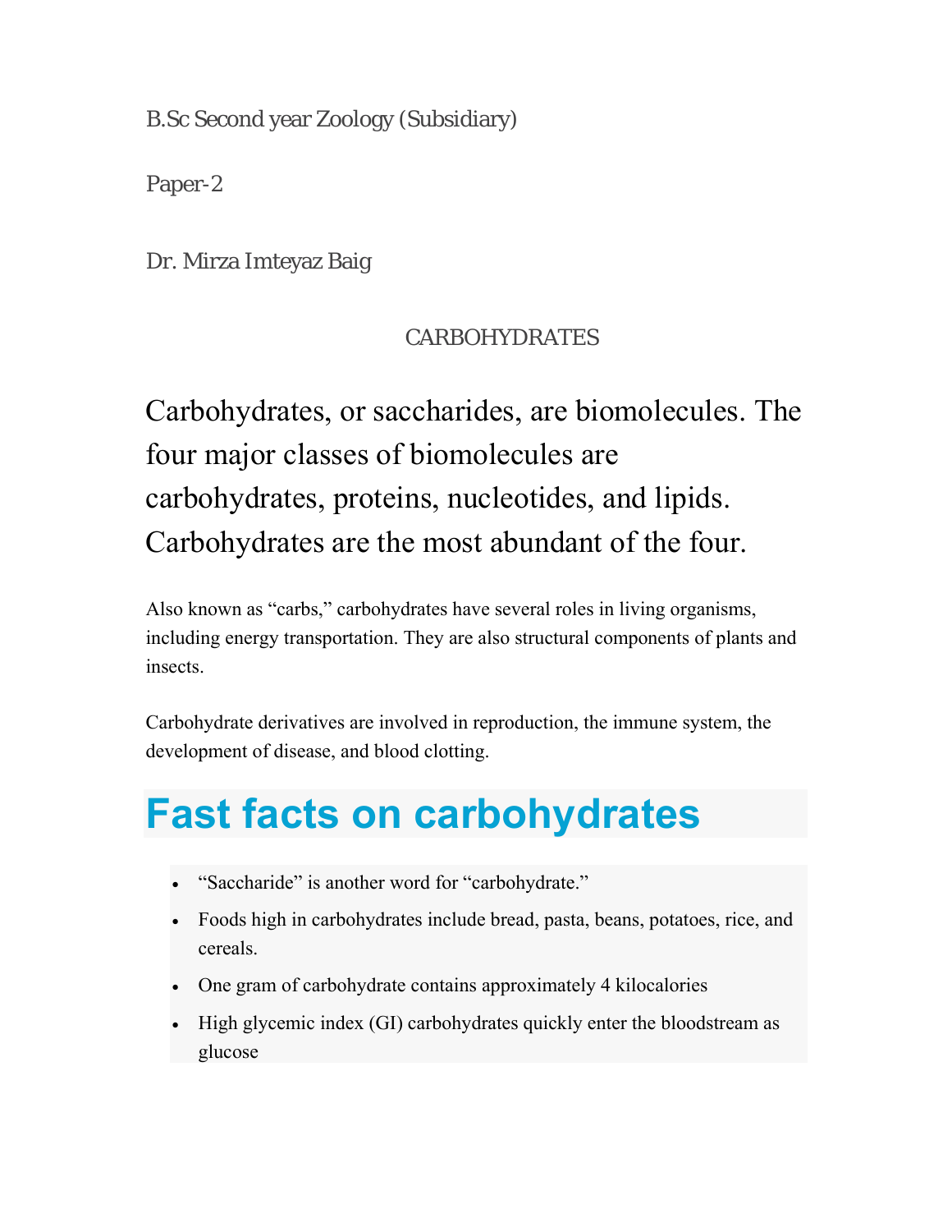B.Sc Second year Zoology (Subsidiary)

Paper-2

Dr. Mirza Imteyaz Baig

# CARBOHYDRATES

Carbohydrates, or saccharides, are biomolecules. The four major classes of biomolecules are carbohydrates, proteins, nucleotides, and lipids. Carbohydrates are the most abundant of the four.

Also known as "carbs," carbohydrates have several roles in living organisms, including energy transportation. They are also structural components of plants and insects.

Carbohydrate derivatives are involved in reproduction, the immune system, the development of disease, and blood clotting.

## Fast facts on carbohydrates

- "Saccharide" is another word for "carbohydrate."
- Foods high in carbohydrates include bread, pasta, beans, potatoes, rice, and cereals.
- One gram of carbohydrate contains approximately 4 kilocalories
- High glycemic index (GI) carbohydrates quickly enter the bloodstream as glucose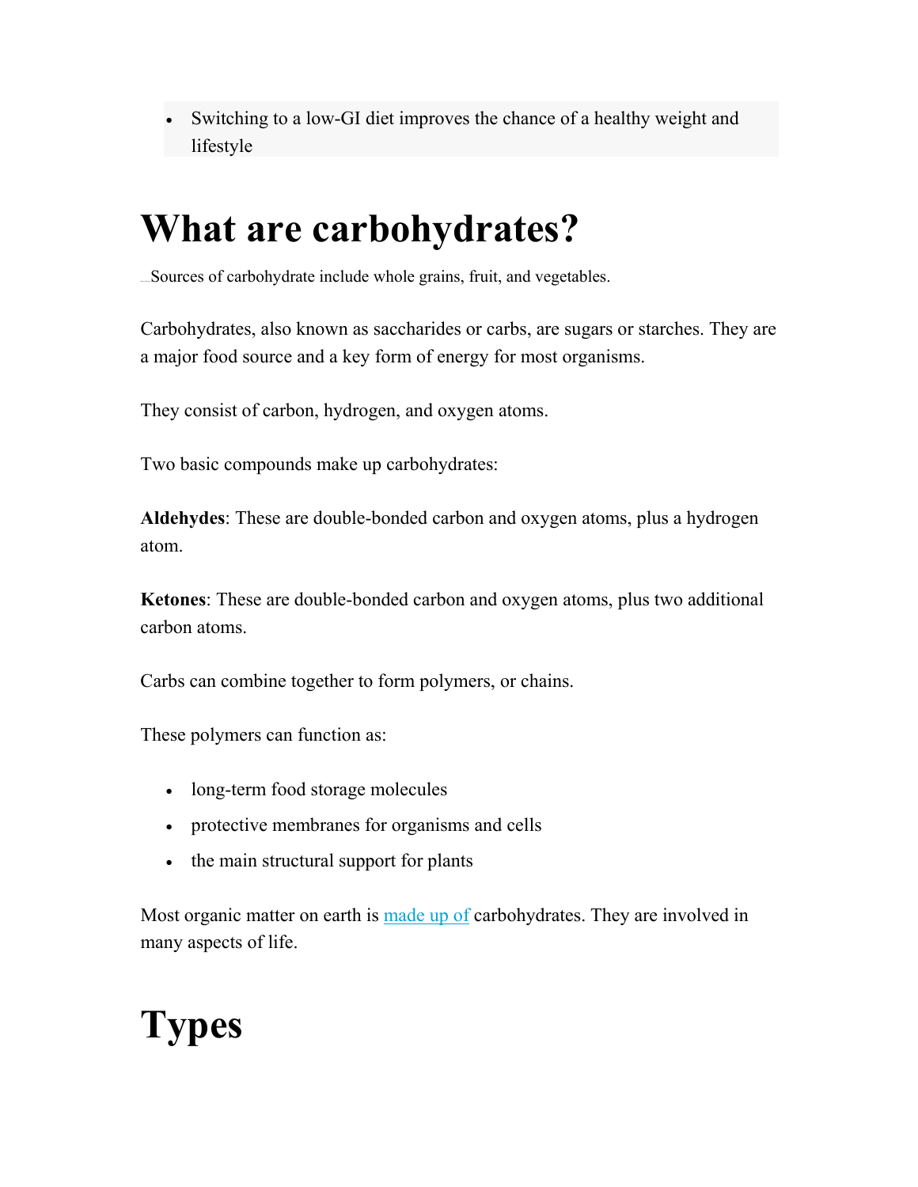- Switching to a low-GI diet improves the chance of a healthy weight and lifestyle

# What are carbohydrates?

Sources of carbohydrate include whole grains, fruit, and vegetables.

Carbohydrates, also known as saccharides or carbs, are sugars or starches. They are a major food source and a key form of energy for most organisms.

They consist of carbon, hydrogen, and oxygen atoms.

Two basic compounds make up carbohydrates:

**Aldehydes**: These are double-bonded carbon and oxygen atoms, plus a hydrogen atom.

**Ketones**: These are double-bonded carbon and oxygen atoms, plus two additional carbon atoms.

Carbs can combine together to form polymers, or chains.

These polymers can function as:

- long-term food storage molecules
- protective membranes for organisms and cells
- the main structural support for plants

Most organic matter on earth is made up of carbohydrates. They are involved in many aspects of life.

# Types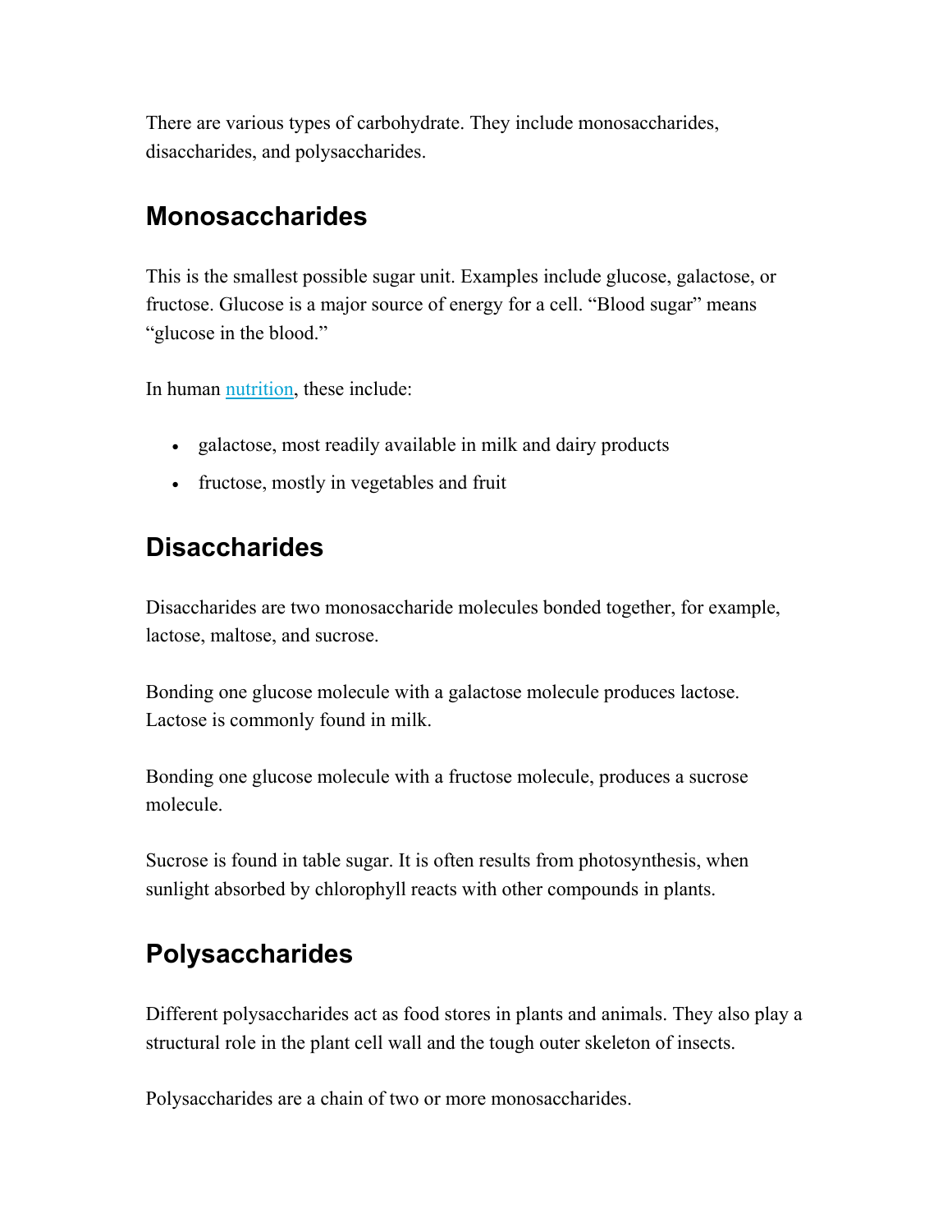There are various types of carbohydrate. They include monosaccharides, disaccharides, and polysaccharides.

## Monosaccharides

This is the smallest possible sugar unit. Examples include glucose, galactose, or fructose. Glucose is a major source of energy for a cell. “Blood sugar” means “glucose in the blood.”

In human nutrition, these include:

- galactose, most readily available in milk and dairy products
- fructose, mostly in vegetables and fruit

## Disaccharides

Disaccharides are two monosaccharide molecules bonded together, for example, lactose, maltose, and sucrose.

Bonding one glucose molecule with a galactose molecule produces lactose. Lactose is commonly found in milk.

Bonding one glucose molecule with a fructose molecule, produces a sucrose molecule.

Sucrose is found in table sugar. It is often results from photosynthesis, when sunlight absorbed by chlorophyll reacts with other compounds in plants.

## Polysaccharides

Different polysaccharides act as food stores in plants and animals. They also play a structural role in the plant cell wall and the tough outer skeleton of insects.

Polysaccharides are a chain of two or more monosaccharides.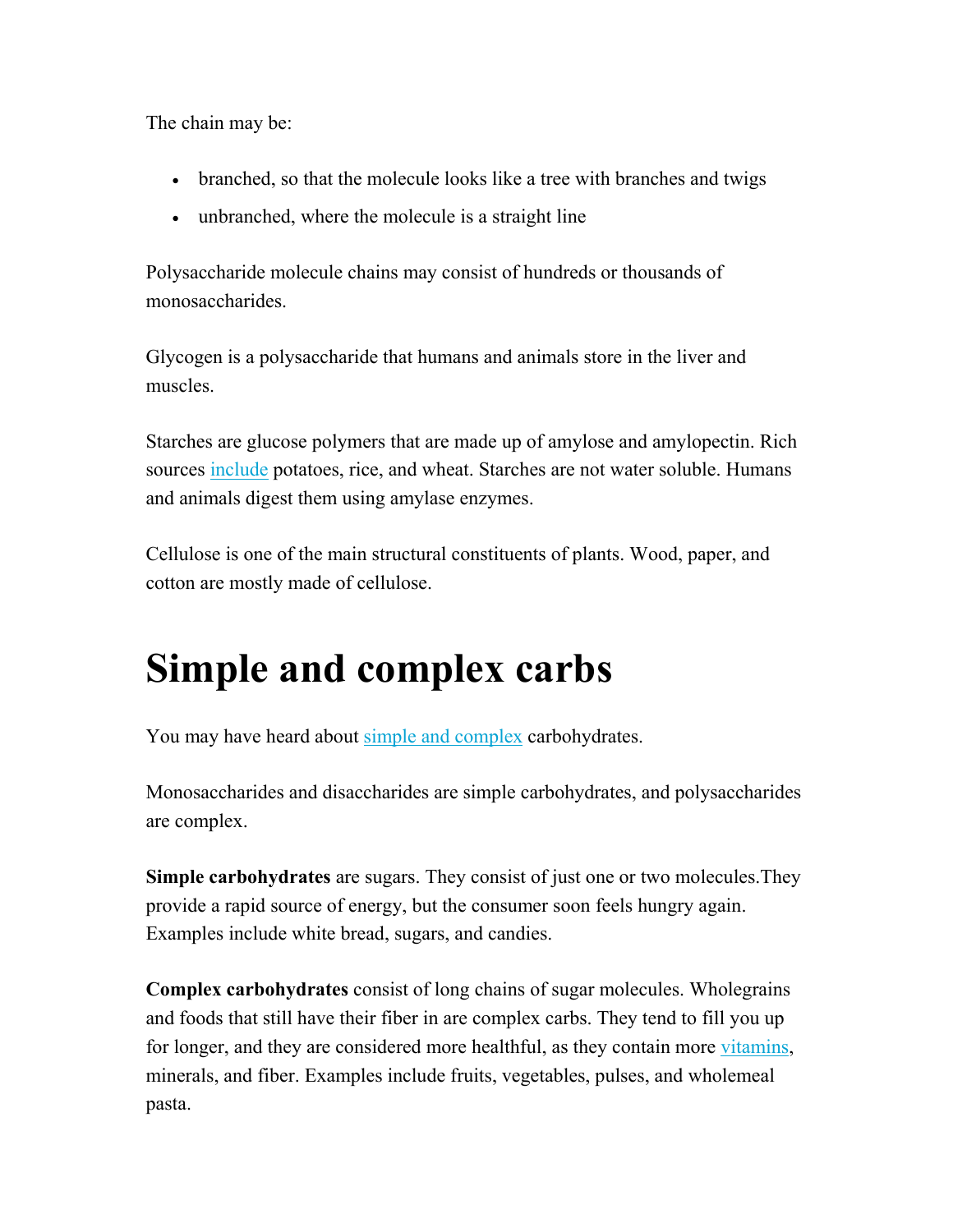The chain may be:

- branched, so that the molecule looks like a tree with branches and twigs
- unbranched, where the molecule is a straight line

Polysaccharide molecule chains may consist of hundreds or thousands of monosaccharides.

Glycogen is a polysaccharide that humans and animals store in the liver and muscles.

Starches are glucose polymers that are made up of amylose and amylopectin. Rich sources include potatoes, rice, and wheat. Starches are not water soluble. Humans and animals digest them using amylase enzymes.

Cellulose is one of the main structural constituents of plants. Wood, paper, and cotton are mostly made of cellulose.

# Simple and complex carbs

You may have heard about simple and complex carbohydrates.

Monosaccharides and disaccharides are simple carbohydrates, and polysaccharides are complex.

**Simple carbohydrates** are sugars. They consist of just one or two molecules.They provide a rapid source of energy, but the consumer soon feels hungry again. Examples include white bread, sugars, and candies.

**Complex carbohydrates** consist of long chains of sugar molecules. Wholegrains and foods that still have their fiber in are complex carbs. They tend to fill you up for longer, and they are considered more healthful, as they contain more vitamins, minerals, and fiber. Examples include fruits, vegetables, pulses, and wholemeal pasta.